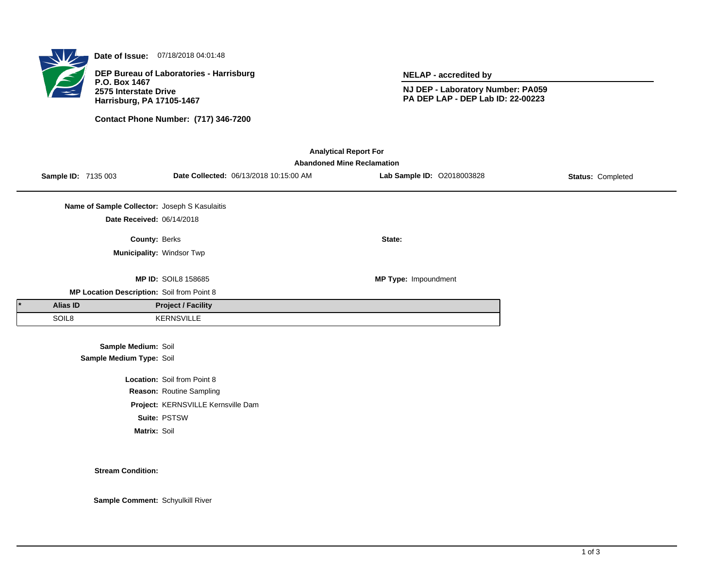**Date of Issue:** 07/18/2018 04:01:48

**DEP Bureau of Laboratories - Harrisburg**
**P.O. Box 1467**
**2575 Interstate Drive**
**Harrisburg, PA 17105-1467**

**Contact Phone Number: (717) 346-7200**

**NELAP - accredited by**

**NJ DEP - Laboratory Number: PA059**
**PA DEP LAP - DEP Lab ID: 22-00223**

## Analytical Report For
## Abandoned Mine Reclamation

**Sample ID:** 7135 003 **Date Collected:** 06/13/2018 10:15:00 AM **Lab Sample ID:** O2018003828 **Status:** Completed

**Name of Sample Collector:** Joseph S Kasulaitis
**Date Received:** 06/14/2018

**County:** Berks **State:**
**Municipality:** Windsor Twp

**MP ID:** SOIL8 158685 **MP Type:** Impoundment
**MP Location Description:** Soil from Point 8

| * | Alias ID | Project / Facility |
|---|---|---|
| | SOIL8 | KERNSVILLE |

**Sample Medium:** Soil
**Sample Medium Type:** Soil

**Location:** Soil from Point 8
**Reason:** Routine Sampling
**Project:** KERNSVILLE Kernsville Dam
**Suite:** PSTSW
**Matrix:** Soil

**Stream Condition:**

**Sample Comment:** Schyulkill River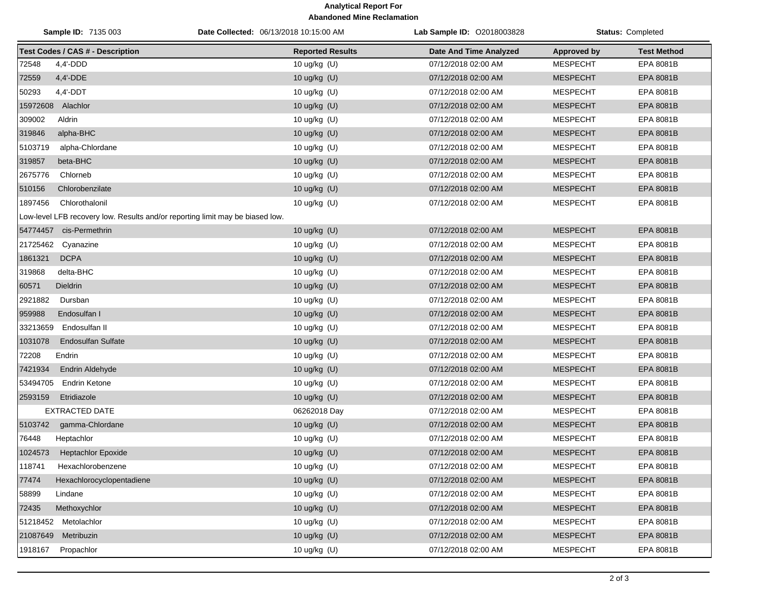**Analytical Report For**
**Abandoned Mine Reclamation**

**Sample ID:** 7135 003 **Date Collected:** 06/13/2018 10:15:00 AM **Lab Sample ID:** O2018003828 **Status:** Completed

| Test Codes / CAS # - Description | Reported Results | Date And Time Analyzed | Approved by | Test Method |
|---|---|---|---|---|
| 72548 4,4'-DDD | 10 ug/kg (U) | 07/12/2018 02:00 AM | MESPECHT | EPA 8081B |
| 72559 4,4'-DDE | 10 ug/kg (U) | 07/12/2018 02:00 AM | MESPECHT | EPA 8081B |
| 50293 4,4'-DDT | 10 ug/kg (U) | 07/12/2018 02:00 AM | MESPECHT | EPA 8081B |
| 15972608 Alachlor | 10 ug/kg (U) | 07/12/2018 02:00 AM | MESPECHT | EPA 8081B |
| 309002 Aldrin | 10 ug/kg (U) | 07/12/2018 02:00 AM | MESPECHT | EPA 8081B |
| 319846 alpha-BHC | 10 ug/kg (U) | 07/12/2018 02:00 AM | MESPECHT | EPA 8081B |
| 5103719 alpha-Chlordane | 10 ug/kg (U) | 07/12/2018 02:00 AM | MESPECHT | EPA 8081B |
| 319857 beta-BHC | 10 ug/kg (U) | 07/12/2018 02:00 AM | MESPECHT | EPA 8081B |
| 2675776 Chlorneb | 10 ug/kg (U) | 07/12/2018 02:00 AM | MESPECHT | EPA 8081B |
| 510156 Chlorobenzilate | 10 ug/kg (U) | 07/12/2018 02:00 AM | MESPECHT | EPA 8081B |
| 1897456 Chlorothalonil | 10 ug/kg (U) | 07/12/2018 02:00 AM | MESPECHT | EPA 8081B |
| Low-level LFB recovery low. Results and/or reporting limit may be biased low. | | | | |
| 54774457 cis-Permethrin | 10 ug/kg (U) | 07/12/2018 02:00 AM | MESPECHT | EPA 8081B |
| 21725462 Cyanazine | 10 ug/kg (U) | 07/12/2018 02:00 AM | MESPECHT | EPA 8081B |
| 1861321 DCPA | 10 ug/kg (U) | 07/12/2018 02:00 AM | MESPECHT | EPA 8081B |
| 319868 delta-BHC | 10 ug/kg (U) | 07/12/2018 02:00 AM | MESPECHT | EPA 8081B |
| 60571 Dieldrin | 10 ug/kg (U) | 07/12/2018 02:00 AM | MESPECHT | EPA 8081B |
| 2921882 Dursban | 10 ug/kg (U) | 07/12/2018 02:00 AM | MESPECHT | EPA 8081B |
| 959988 Endosulfan I | 10 ug/kg (U) | 07/12/2018 02:00 AM | MESPECHT | EPA 8081B |
| 33213659 Endosulfan II | 10 ug/kg (U) | 07/12/2018 02:00 AM | MESPECHT | EPA 8081B |
| 1031078 Endosulfan Sulfate | 10 ug/kg (U) | 07/12/2018 02:00 AM | MESPECHT | EPA 8081B |
| 72208 Endrin | 10 ug/kg (U) | 07/12/2018 02:00 AM | MESPECHT | EPA 8081B |
| 7421934 Endrin Aldehyde | 10 ug/kg (U) | 07/12/2018 02:00 AM | MESPECHT | EPA 8081B |
| 53494705 Endrin Ketone | 10 ug/kg (U) | 07/12/2018 02:00 AM | MESPECHT | EPA 8081B |
| 2593159 Etridiazole | 10 ug/kg (U) | 07/12/2018 02:00 AM | MESPECHT | EPA 8081B |
| EXTRACTED DATE | 06262018 Day | 07/12/2018 02:00 AM | MESPECHT | EPA 8081B |
| 5103742 gamma-Chlordane | 10 ug/kg (U) | 07/12/2018 02:00 AM | MESPECHT | EPA 8081B |
| 76448 Heptachlor | 10 ug/kg (U) | 07/12/2018 02:00 AM | MESPECHT | EPA 8081B |
| 1024573 Heptachlor Epoxide | 10 ug/kg (U) | 07/12/2018 02:00 AM | MESPECHT | EPA 8081B |
| 118741 Hexachlorobenzene | 10 ug/kg (U) | 07/12/2018 02:00 AM | MESPECHT | EPA 8081B |
| 77474 Hexachlorocyclopentadiene | 10 ug/kg (U) | 07/12/2018 02:00 AM | MESPECHT | EPA 8081B |
| 58899 Lindane | 10 ug/kg (U) | 07/12/2018 02:00 AM | MESPECHT | EPA 8081B |
| 72435 Methoxychlor | 10 ug/kg (U) | 07/12/2018 02:00 AM | MESPECHT | EPA 8081B |
| 51218452 Metolachlor | 10 ug/kg (U) | 07/12/2018 02:00 AM | MESPECHT | EPA 8081B |
| 21087649 Metribuzin | 10 ug/kg (U) | 07/12/2018 02:00 AM | MESPECHT | EPA 8081B |
| 1918167 Propachlor | 10 ug/kg (U) | 07/12/2018 02:00 AM | MESPECHT | EPA 8081B |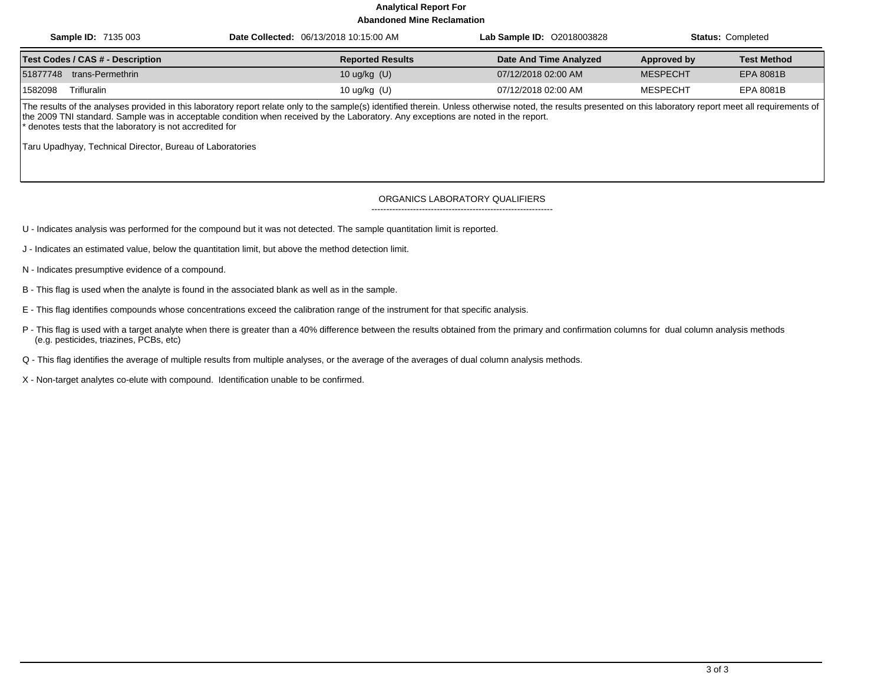**Analytical Report For**
**Abandoned Mine Reclamation**

**Sample ID:** 7135 003 | **Date Collected:** 06/13/2018 10:15:00 AM | **Lab Sample ID:** O2018003828 | **Status:** Completed

| Test Codes / CAS # - Description | Reported Results | Date And Time Analyzed | Approved by | Test Method |
|---|---|---|---|---|
| 51877748 trans-Permethrin | 10 ug/kg (U) | 07/12/2018 02:00 AM | MESPECHT | EPA 8081B |
| 1582098 Trifluralin | 10 ug/kg (U) | 07/12/2018 02:00 AM | MESPECHT | EPA 8081B |

The results of the analyses provided in this laboratory report relate only to the sample(s) identified therein. Unless otherwise noted, the results presented on this laboratory report meet all requirements of the 2009 TNI standard. Sample was in acceptable condition when received by the Laboratory. Any exceptions are noted in the report.
* denotes tests that the laboratory is not accredited for

Taru Upadhyay, Technical Director, Bureau of Laboratories

## ORGANICS LABORATORY QUALIFIERS

U - Indicates analysis was performed for the compound but it was not detected. The sample quantitation limit is reported.

J - Indicates an estimated value, below the quantitation limit, but above the method detection limit.

N - Indicates presumptive evidence of a compound.

B - This flag is used when the analyte is found in the associated blank as well as in the sample.

E - This flag identifies compounds whose concentrations exceed the calibration range of the instrument for that specific analysis.

P - This flag is used with a target analyte when there is greater than a 40% difference between the results obtained from the primary and confirmation columns for dual column analysis methods (e.g. pesticides, triazines, PCBs, etc)

Q - This flag identifies the average of multiple results from multiple analyses, or the average of the averages of dual column analysis methods.

X - Non-target analytes co-elute with compound. Identification unable to be confirmed.